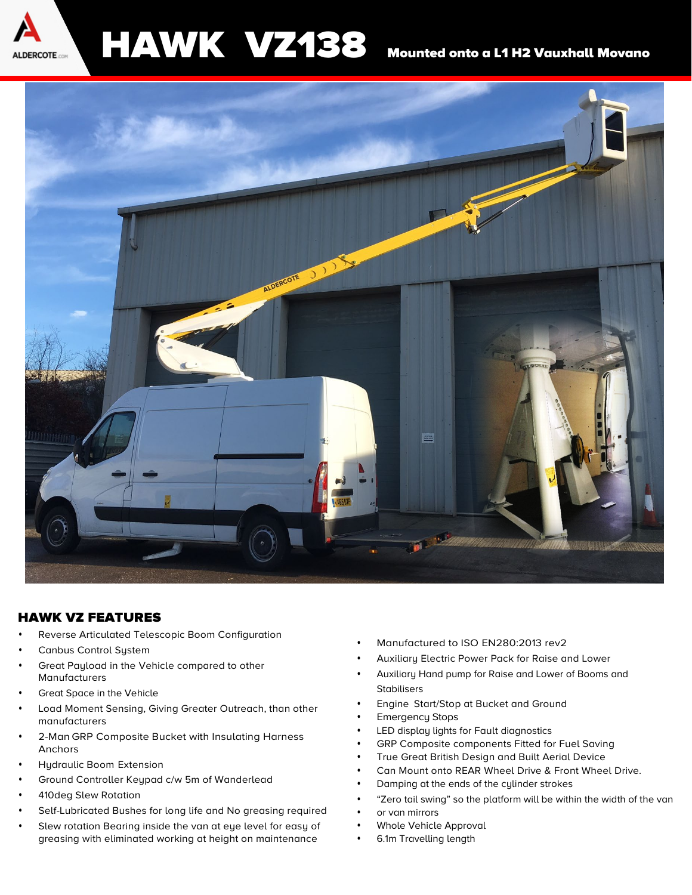# HAWK VZ138

**Mounted onto a L1 H2 Vauxhall Movano**

## HAWK VZ FEATURES

- Reverse Articulated Telescopic Boom Configuration
- Canbus Control System
- Great Payload in the Vehicle compared to other Manufacturers
- Great Space in the Vehicle
- Load Moment Sensing, Giving Greater Outreach, than other manufacturers
- 2-Man GRP Composite Bucket with Insulating Harness Anchors
- Hydraulic Boom Extension
- Ground Controller Keypad c/w 5m of Wanderlead
- 410deg Slew Rotation
- Self-Lubricated Bushes for long life and No greasing required
- Slew rotation Bearing inside the van at eye level for easy of greasing with eliminated working at height on maintenance
- Manufactured to ISO EN280:2013 rev2
- Auxiliary Electric Power Pack for Raise and Lower
- Auxiliary Hand pump for Raise and Lower of Booms and Stabilisers
- Engine Start/Stop at Bucket and Ground
- Emergency Stops
- LED display lights for Fault diagnostics
- GRP Composite components Fitted for Fuel Saving
- True Great British Design and Built Aerial Device
- Can Mount onto REAR Wheel Drive & Front Wheel Drive.
- Damping at the ends of the cylinder strokes
- "Zero tail swing" so the platform will be within the width of the van
- or van mirrors
- Whole Vehicle Approval
- 6.1m Travelling length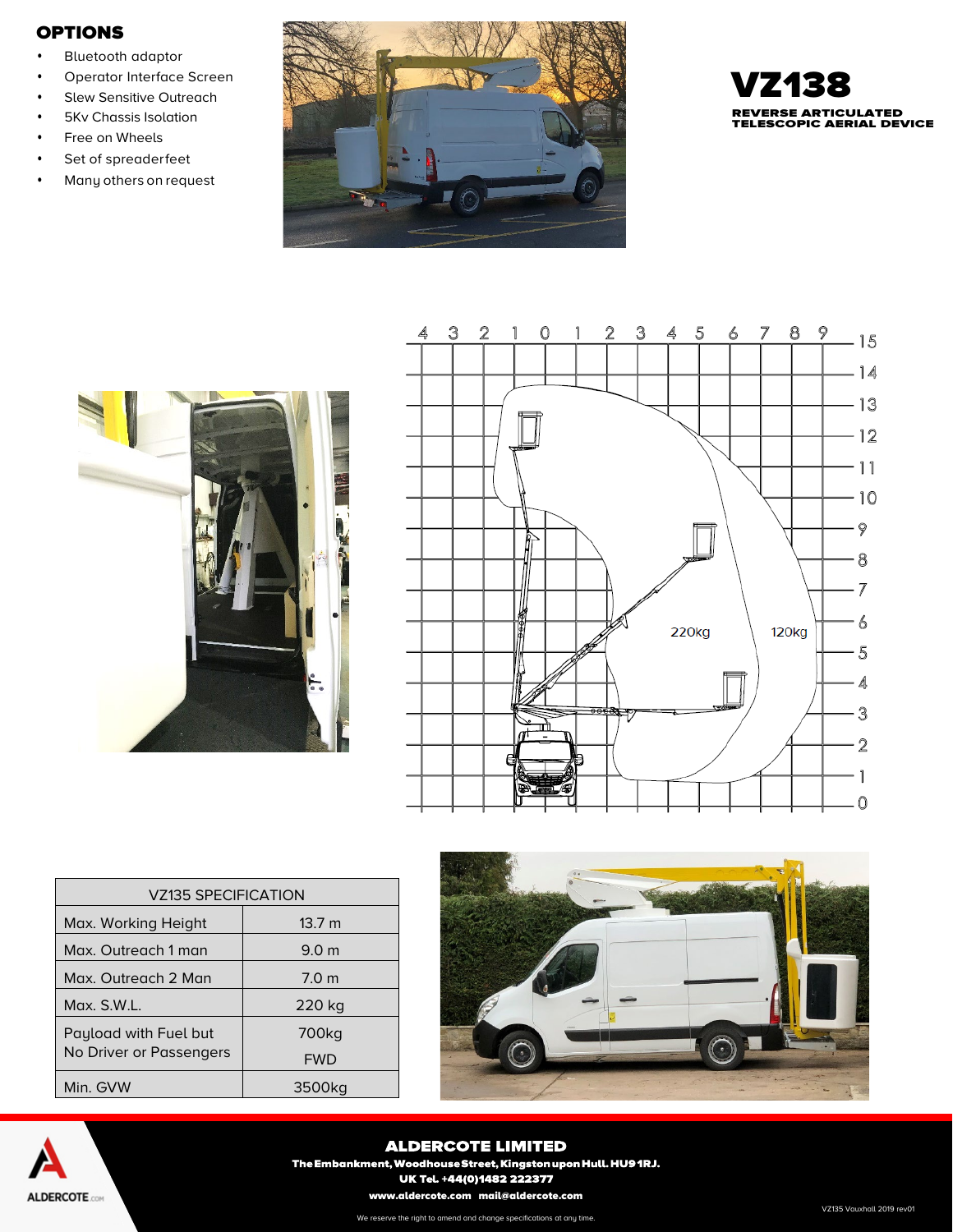## OPTIONS

- Bluetooth adaptor
- Operator Interface Screen
- Slew Sensitive Outreach
- 5Kv Chassis Isolation
- Free on Wheels
- Set of spreaderfeet
- Many others on request

# VZ138

**REVERSE ARTICULATED TELESCOPIC AERIAL DEVICE**

4 3 2 1 0 1 2 3 4 5 6 7 8 9

15 14 13 12 11 10 9 8 7 6 5 4 3 2 1 0

220kg

120kg

| VZ135 SPECIFICATION | |
|---|---|
| Max. Working Height | 13.7 m |
| Max. Outreach 1 man | 9.0 m |
| Max. Outreach 2 Man | 7.0 m |
| Max. S.W.L. | 220 kg |
| Payload with Fuel but No Driver or Passengers | 700kg<br>FWD |
| Min. GVW | 3500kg |

ALDERCOTE.COM

**ALDERCOTE LIMITED**

**The Embankment, Woodhouse Street, Kingston upon Hull. HU9 1RJ.**

**UK Tel. +44(0)1482 222377**

**www.aldercote.com mail@aldercote.com**

We reserve the right to amend and change specifications at any time.

VZ135 Vauxhall 2019 rev01